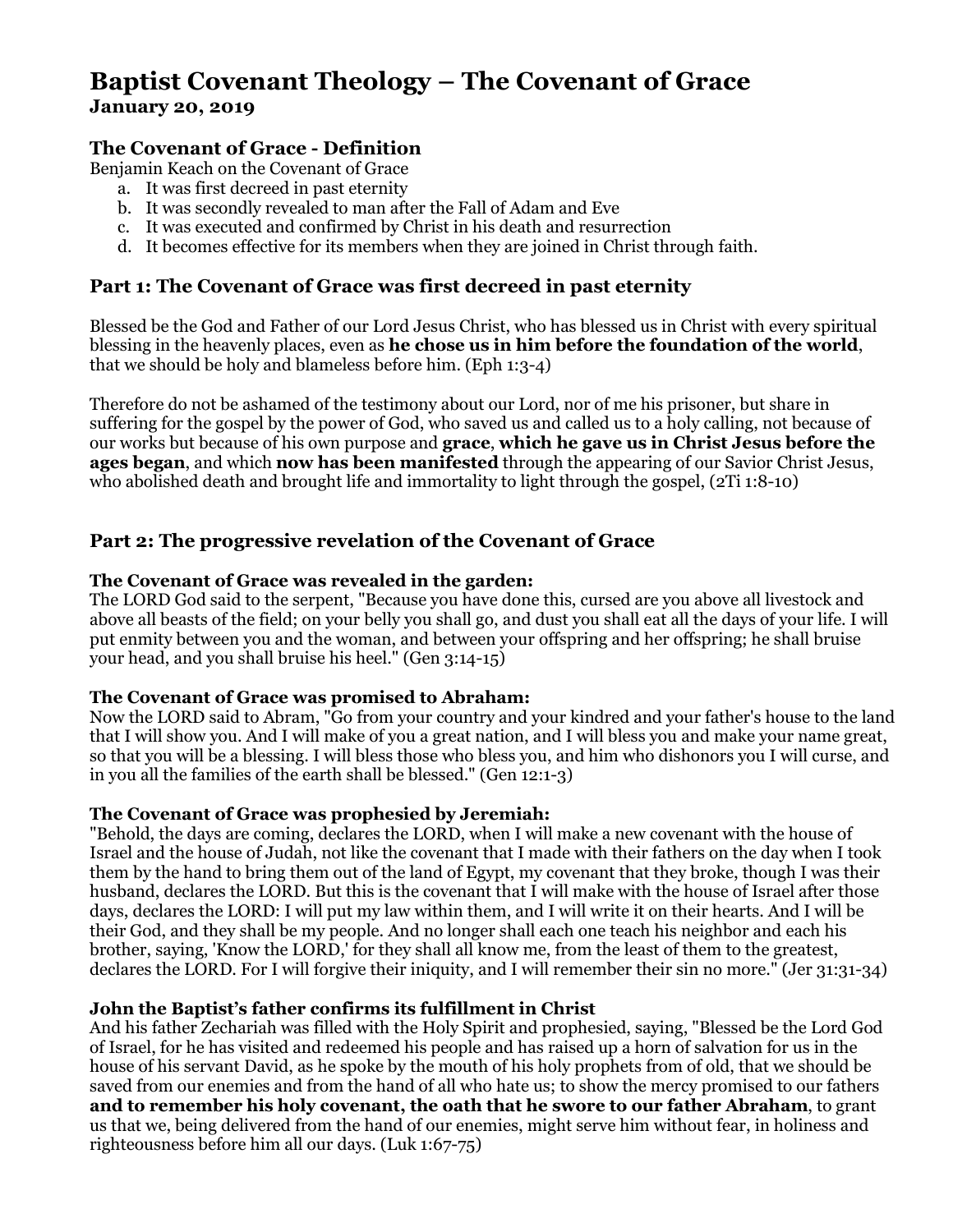# Baptist Covenant Theology – The Covenant of Grace

**January 20, 2019**

### The Covenant of Grace - Definition

Benjamin Keach on the Covenant of Grace

a. It was first decreed in past eternity
b. It was secondly revealed to man after the Fall of Adam and Eve
c. It was executed and confirmed by Christ in his death and resurrection
d. It becomes effective for its members when they are joined in Christ through faith.

### Part 1: The Covenant of Grace was first decreed in past eternity

Blessed be the God and Father of our Lord Jesus Christ, who has blessed us in Christ with every spiritual blessing in the heavenly places, even as **he chose us in him before the foundation of the world**, that we should be holy and blameless before him. (Eph 1:3-4)

Therefore do not be ashamed of the testimony about our Lord, nor of me his prisoner, but share in suffering for the gospel by the power of God, who saved us and called us to a holy calling, not because of our works but because of his own purpose and **grace**, **which he gave us in Christ Jesus before the ages began**, and which **now has been manifested** through the appearing of our Savior Christ Jesus, who abolished death and brought life and immortality to light through the gospel, (2Ti 1:8-10)

### Part 2: The progressive revelation of the Covenant of Grace

**The Covenant of Grace was revealed in the garden:**
The LORD God said to the serpent, "Because you have done this, cursed are you above all livestock and above all beasts of the field; on your belly you shall go, and dust you shall eat all the days of your life. I will put enmity between you and the woman, and between your offspring and her offspring; he shall bruise your head, and you shall bruise his heel." (Gen 3:14-15)

**The Covenant of Grace was promised to Abraham:**
Now the LORD said to Abram, "Go from your country and your kindred and your father's house to the land that I will show you. And I will make of you a great nation, and I will bless you and make your name great, so that you will be a blessing. I will bless those who bless you, and him who dishonors you I will curse, and in you all the families of the earth shall be blessed." (Gen 12:1-3)

**The Covenant of Grace was prophesied by Jeremiah:**
"Behold, the days are coming, declares the LORD, when I will make a new covenant with the house of Israel and the house of Judah, not like the covenant that I made with their fathers on the day when I took them by the hand to bring them out of the land of Egypt, my covenant that they broke, though I was their husband, declares the LORD. But this is the covenant that I will make with the house of Israel after those days, declares the LORD: I will put my law within them, and I will write it on their hearts. And I will be their God, and they shall be my people. And no longer shall each one teach his neighbor and each his brother, saying, 'Know the LORD,' for they shall all know me, from the least of them to the greatest, declares the LORD. For I will forgive their iniquity, and I will remember their sin no more." (Jer 31:31-34)

**John the Baptist's father confirms its fulfillment in Christ**
And his father Zechariah was filled with the Holy Spirit and prophesied, saying, "Blessed be the Lord God of Israel, for he has visited and redeemed his people and has raised up a horn of salvation for us in the house of his servant David, as he spoke by the mouth of his holy prophets from of old, that we should be saved from our enemies and from the hand of all who hate us; to show the mercy promised to our fathers **and to remember his holy covenant, the oath that he swore to our father Abraham**, to grant us that we, being delivered from the hand of our enemies, might serve him without fear, in holiness and righteousness before him all our days. (Luk 1:67-75)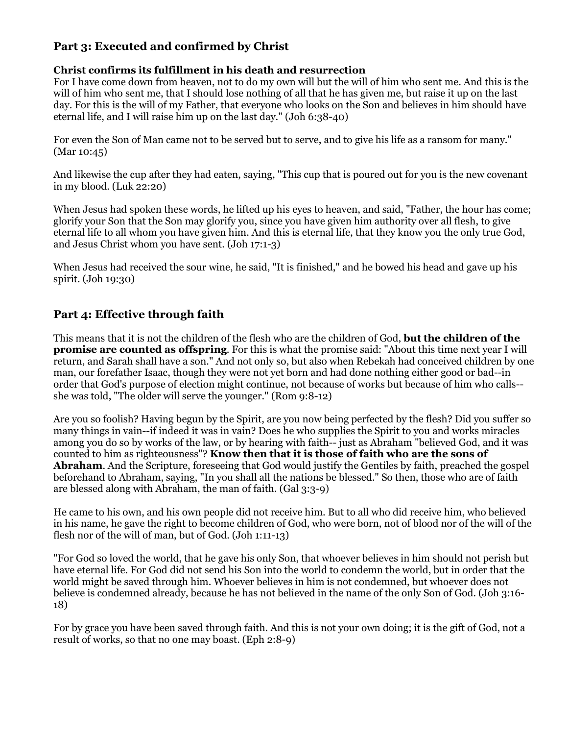## Part 3: Executed and confirmed by Christ

### Christ confirms its fulfillment in his death and resurrection

For I have come down from heaven, not to do my own will but the will of him who sent me. And this is the will of him who sent me, that I should lose nothing of all that he has given me, but raise it up on the last day. For this is the will of my Father, that everyone who looks on the Son and believes in him should have eternal life, and I will raise him up on the last day." (Joh 6:38-40)

For even the Son of Man came not to be served but to serve, and to give his life as a ransom for many." (Mar 10:45)

And likewise the cup after they had eaten, saying, "This cup that is poured out for you is the new covenant in my blood. (Luk 22:20)

When Jesus had spoken these words, he lifted up his eyes to heaven, and said, "Father, the hour has come; glorify your Son that the Son may glorify you, since you have given him authority over all flesh, to give eternal life to all whom you have given him. And this is eternal life, that they know you the only true God, and Jesus Christ whom you have sent. (Joh 17:1-3)

When Jesus had received the sour wine, he said, "It is finished," and he bowed his head and gave up his spirit. (Joh 19:30)

## Part 4: Effective through faith

This means that it is not the children of the flesh who are the children of God, **but the children of the promise are counted as offspring**. For this is what the promise said: "About this time next year I will return, and Sarah shall have a son." And not only so, but also when Rebekah had conceived children by one man, our forefather Isaac, though they were not yet born and had done nothing either good or bad--in order that God's purpose of election might continue, not because of works but because of him who calls--she was told, "The older will serve the younger." (Rom 9:8-12)

Are you so foolish? Having begun by the Spirit, are you now being perfected by the flesh? Did you suffer so many things in vain--if indeed it was in vain? Does he who supplies the Spirit to you and works miracles among you do so by works of the law, or by hearing with faith-- just as Abraham "believed God, and it was counted to him as righteousness"? **Know then that it is those of faith who are the sons of Abraham**. And the Scripture, foreseeing that God would justify the Gentiles by faith, preached the gospel beforehand to Abraham, saying, "In you shall all the nations be blessed." So then, those who are of faith are blessed along with Abraham, the man of faith. (Gal 3:3-9)

He came to his own, and his own people did not receive him. But to all who did receive him, who believed in his name, he gave the right to become children of God, who were born, not of blood nor of the will of the flesh nor of the will of man, but of God. (Joh 1:11-13)

"For God so loved the world, that he gave his only Son, that whoever believes in him should not perish but have eternal life. For God did not send his Son into the world to condemn the world, but in order that the world might be saved through him. Whoever believes in him is not condemned, but whoever does not believe is condemned already, because he has not believed in the name of the only Son of God. (Joh 3:16-18)

For by grace you have been saved through faith. And this is not your own doing; it is the gift of God, not a result of works, so that no one may boast. (Eph 2:8-9)